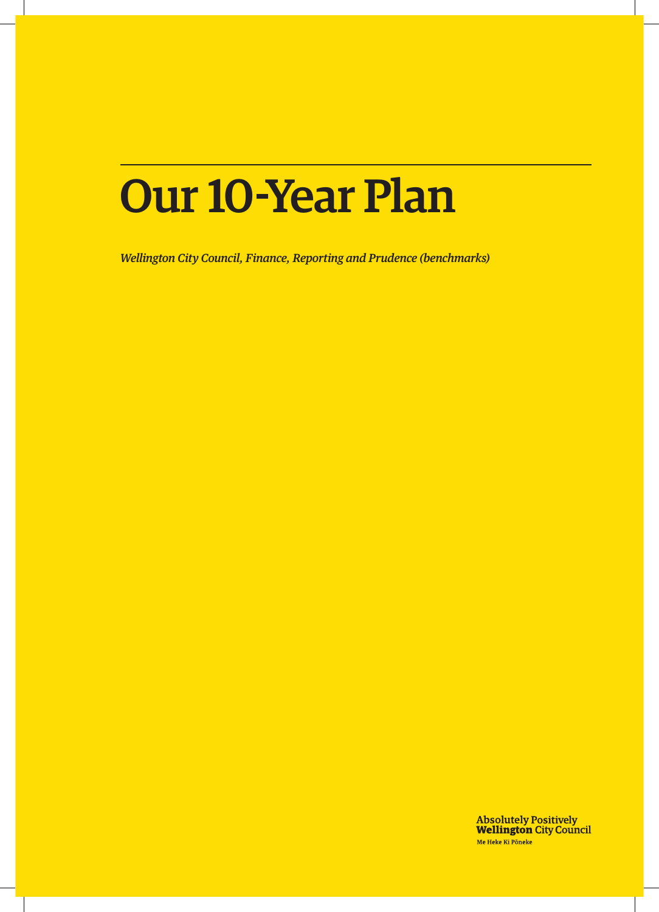# Our 10-Year Plan

*Wellington City Council, Finance, Reporting and Prudence (benchmarks)*

Absolutely Positively
**Wellington** City Council
Me Heke Ki Pōneke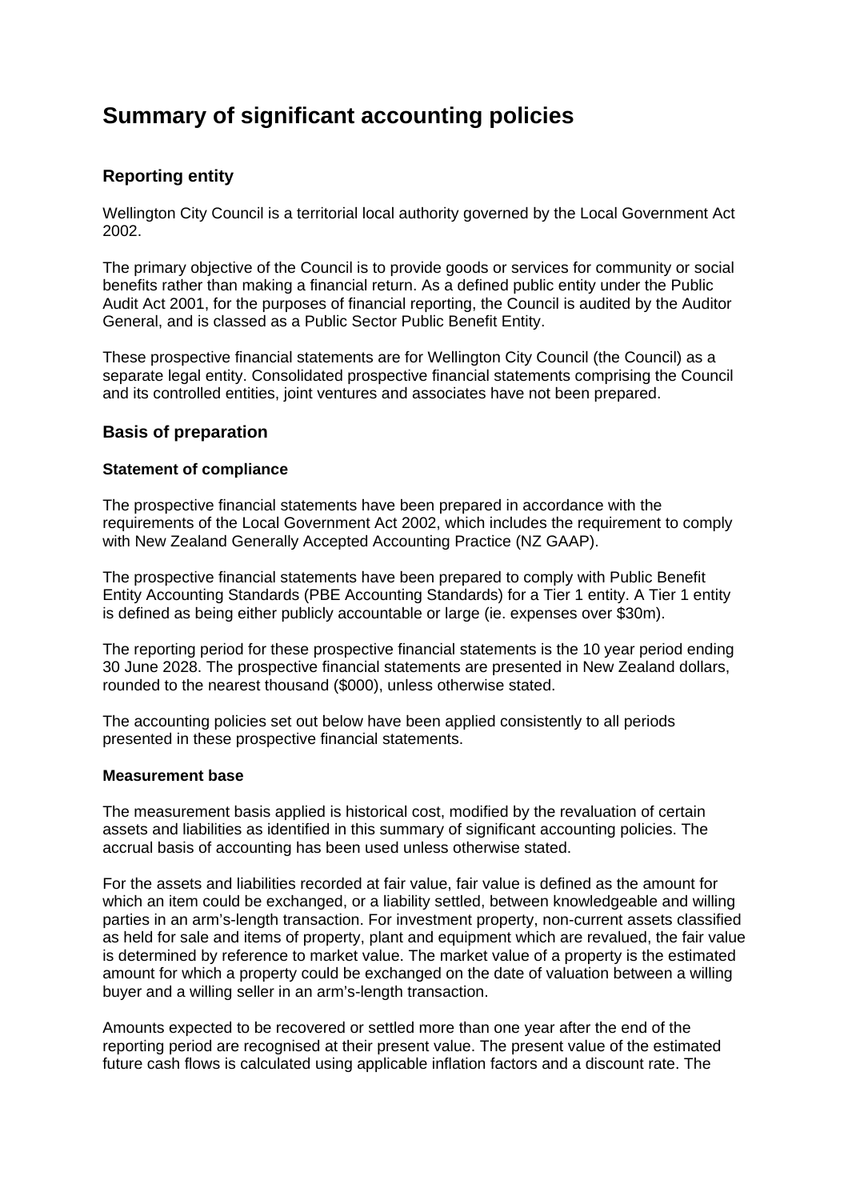# Summary of significant accounting policies

## Reporting entity

Wellington City Council is a territorial local authority governed by the Local Government Act 2002.

The primary objective of the Council is to provide goods or services for community or social benefits rather than making a financial return. As a defined public entity under the Public Audit Act 2001, for the purposes of financial reporting, the Council is audited by the Auditor General, and is classed as a Public Sector Public Benefit Entity.

These prospective financial statements are for Wellington City Council (the Council) as a separate legal entity. Consolidated prospective financial statements comprising the Council and its controlled entities, joint ventures and associates have not been prepared.

## Basis of preparation

### Statement of compliance

The prospective financial statements have been prepared in accordance with the requirements of the Local Government Act 2002, which includes the requirement to comply with New Zealand Generally Accepted Accounting Practice (NZ GAAP).

The prospective financial statements have been prepared to comply with Public Benefit Entity Accounting Standards (PBE Accounting Standards) for a Tier 1 entity. A Tier 1 entity is defined as being either publicly accountable or large (ie. expenses over $30m).

The reporting period for these prospective financial statements is the 10 year period ending 30 June 2028. The prospective financial statements are presented in New Zealand dollars, rounded to the nearest thousand ($000), unless otherwise stated.

The accounting policies set out below have been applied consistently to all periods presented in these prospective financial statements.

### Measurement base

The measurement basis applied is historical cost, modified by the revaluation of certain assets and liabilities as identified in this summary of significant accounting policies. The accrual basis of accounting has been used unless otherwise stated.

For the assets and liabilities recorded at fair value, fair value is defined as the amount for which an item could be exchanged, or a liability settled, between knowledgeable and willing parties in an arm's-length transaction. For investment property, non-current assets classified as held for sale and items of property, plant and equipment which are revalued, the fair value is determined by reference to market value. The market value of a property is the estimated amount for which a property could be exchanged on the date of valuation between a willing buyer and a willing seller in an arm's-length transaction.

Amounts expected to be recovered or settled more than one year after the end of the reporting period are recognised at their present value. The present value of the estimated future cash flows is calculated using applicable inflation factors and a discount rate. The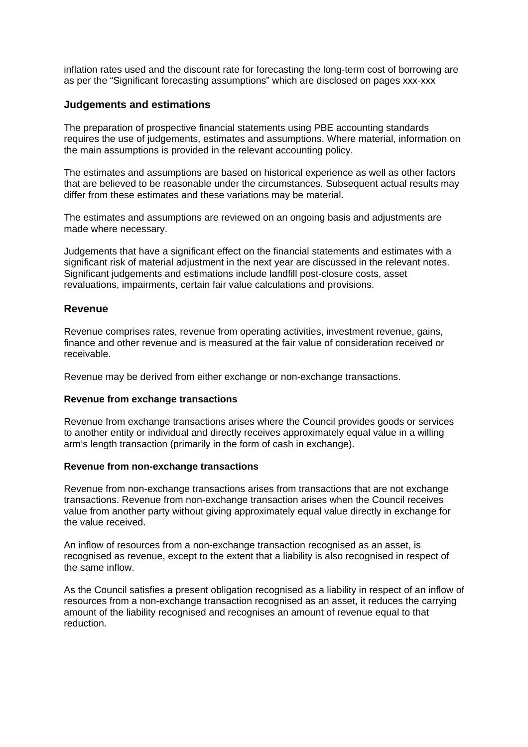inflation rates used and the discount rate for forecasting the long-term cost of borrowing are as per the “Significant forecasting assumptions” which are disclosed on pages xxx-xxx

## Judgements and estimations

The preparation of prospective financial statements using PBE accounting standards requires the use of judgements, estimates and assumptions. Where material, information on the main assumptions is provided in the relevant accounting policy.

The estimates and assumptions are based on historical experience as well as other factors that are believed to be reasonable under the circumstances. Subsequent actual results may differ from these estimates and these variations may be material.

The estimates and assumptions are reviewed on an ongoing basis and adjustments are made where necessary.

Judgements that have a significant effect on the financial statements and estimates with a significant risk of material adjustment in the next year are discussed in the relevant notes. Significant judgements and estimations include landfill post-closure costs, asset revaluations, impairments, certain fair value calculations and provisions.

## Revenue

Revenue comprises rates, revenue from operating activities, investment revenue, gains, finance and other revenue and is measured at the fair value of consideration received or receivable.

Revenue may be derived from either exchange or non-exchange transactions.

**Revenue from exchange transactions**

Revenue from exchange transactions arises where the Council provides goods or services to another entity or individual and directly receives approximately equal value in a willing arm’s length transaction (primarily in the form of cash in exchange).

**Revenue from non-exchange transactions**

Revenue from non-exchange transactions arises from transactions that are not exchange transactions. Revenue from non-exchange transaction arises when the Council receives value from another party without giving approximately equal value directly in exchange for the value received.

An inflow of resources from a non-exchange transaction recognised as an asset, is recognised as revenue, except to the extent that a liability is also recognised in respect of the same inflow.

As the Council satisfies a present obligation recognised as a liability in respect of an inflow of resources from a non-exchange transaction recognised as an asset, it reduces the carrying amount of the liability recognised and recognises an amount of revenue equal to that reduction.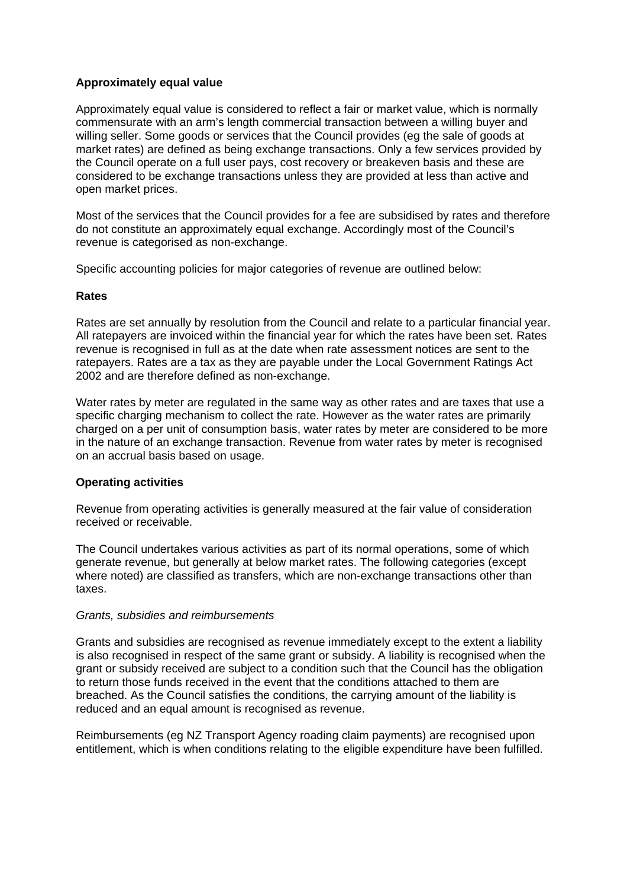**Approximately equal value**

Approximately equal value is considered to reflect a fair or market value, which is normally commensurate with an arm's length commercial transaction between a willing buyer and willing seller. Some goods or services that the Council provides (eg the sale of goods at market rates) are defined as being exchange transactions. Only a few services provided by the Council operate on a full user pays, cost recovery or breakeven basis and these are considered to be exchange transactions unless they are provided at less than active and open market prices.

Most of the services that the Council provides for a fee are subsidised by rates and therefore do not constitute an approximately equal exchange. Accordingly most of the Council's revenue is categorised as non-exchange.

Specific accounting policies for major categories of revenue are outlined below:

**Rates**

Rates are set annually by resolution from the Council and relate to a particular financial year. All ratepayers are invoiced within the financial year for which the rates have been set. Rates revenue is recognised in full as at the date when rate assessment notices are sent to the ratepayers. Rates are a tax as they are payable under the Local Government Ratings Act 2002 and are therefore defined as non-exchange.

Water rates by meter are regulated in the same way as other rates and are taxes that use a specific charging mechanism to collect the rate. However as the water rates are primarily charged on a per unit of consumption basis, water rates by meter are considered to be more in the nature of an exchange transaction. Revenue from water rates by meter is recognised on an accrual basis based on usage.

**Operating activities**

Revenue from operating activities is generally measured at the fair value of consideration received or receivable.

The Council undertakes various activities as part of its normal operations, some of which generate revenue, but generally at below market rates. The following categories (except where noted) are classified as transfers, which are non-exchange transactions other than taxes.

*Grants, subsidies and reimbursements*

Grants and subsidies are recognised as revenue immediately except to the extent a liability is also recognised in respect of the same grant or subsidy. A liability is recognised when the grant or subsidy received are subject to a condition such that the Council has the obligation to return those funds received in the event that the conditions attached to them are breached. As the Council satisfies the conditions, the carrying amount of the liability is reduced and an equal amount is recognised as revenue.

Reimbursements (eg NZ Transport Agency roading claim payments) are recognised upon entitlement, which is when conditions relating to the eligible expenditure have been fulfilled.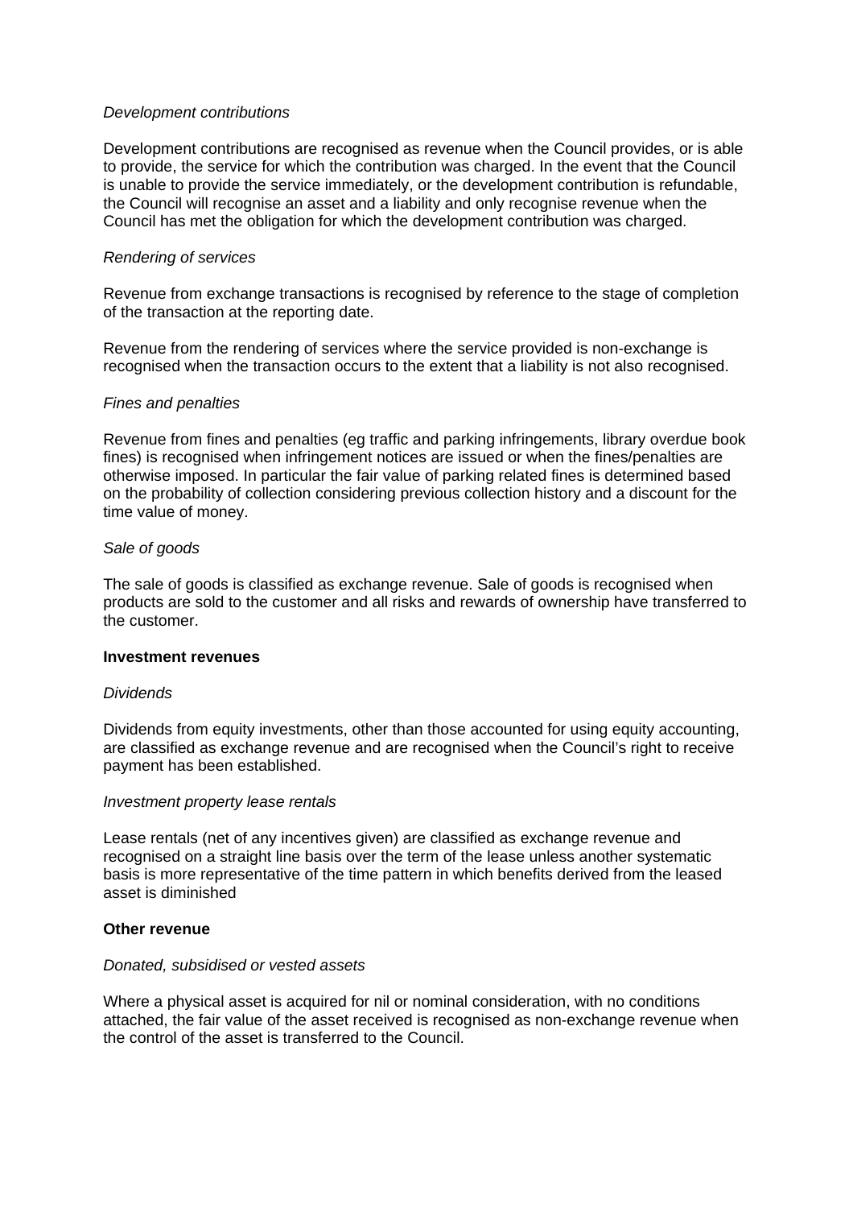*Development contributions*

Development contributions are recognised as revenue when the Council provides, or is able to provide, the service for which the contribution was charged. In the event that the Council is unable to provide the service immediately, or the development contribution is refundable, the Council will recognise an asset and a liability and only recognise revenue when the Council has met the obligation for which the development contribution was charged.

*Rendering of services*

Revenue from exchange transactions is recognised by reference to the stage of completion of the transaction at the reporting date.

Revenue from the rendering of services where the service provided is non-exchange is recognised when the transaction occurs to the extent that a liability is not also recognised.

*Fines and penalties*

Revenue from fines and penalties (eg traffic and parking infringements, library overdue book fines) is recognised when infringement notices are issued or when the fines/penalties are otherwise imposed. In particular the fair value of parking related fines is determined based on the probability of collection considering previous collection history and a discount for the time value of money.

*Sale of goods*

The sale of goods is classified as exchange revenue. Sale of goods is recognised when products are sold to the customer and all risks and rewards of ownership have transferred to the customer.

**Investment revenues**

*Dividends*

Dividends from equity investments, other than those accounted for using equity accounting, are classified as exchange revenue and are recognised when the Council's right to receive payment has been established.

*Investment property lease rentals*

Lease rentals (net of any incentives given) are classified as exchange revenue and recognised on a straight line basis over the term of the lease unless another systematic basis is more representative of the time pattern in which benefits derived from the leased asset is diminished

**Other revenue**

*Donated, subsidised or vested assets*

Where a physical asset is acquired for nil or nominal consideration, with no conditions attached, the fair value of the asset received is recognised as non-exchange revenue when the control of the asset is transferred to the Council.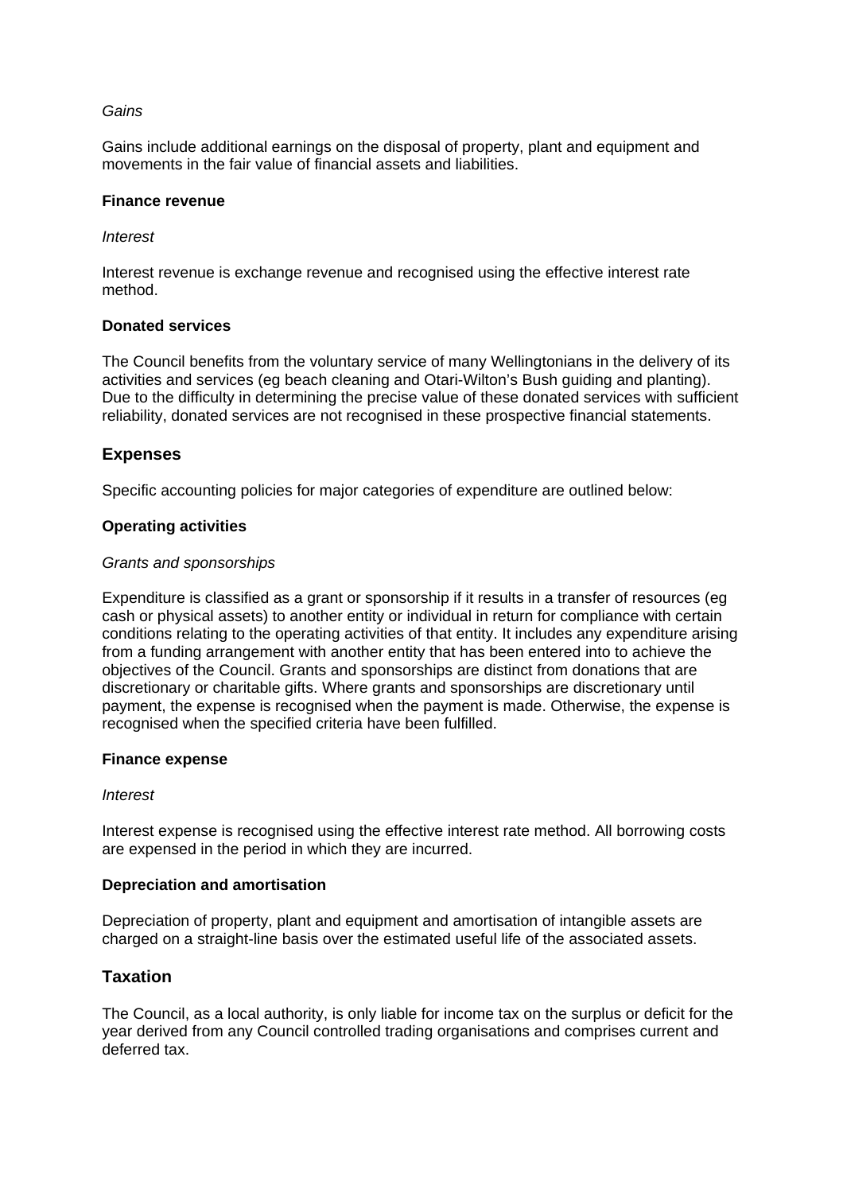*Gains*

Gains include additional earnings on the disposal of property, plant and equipment and movements in the fair value of financial assets and liabilities.

**Finance revenue**

*Interest*

Interest revenue is exchange revenue and recognised using the effective interest rate method.

**Donated services**

The Council benefits from the voluntary service of many Wellingtonians in the delivery of its activities and services (eg beach cleaning and Otari-Wilton's Bush guiding and planting). Due to the difficulty in determining the precise value of these donated services with sufficient reliability, donated services are not recognised in these prospective financial statements.

## Expenses

Specific accounting policies for major categories of expenditure are outlined below:

**Operating activities**

*Grants and sponsorships*

Expenditure is classified as a grant or sponsorship if it results in a transfer of resources (eg cash or physical assets) to another entity or individual in return for compliance with certain conditions relating to the operating activities of that entity. It includes any expenditure arising from a funding arrangement with another entity that has been entered into to achieve the objectives of the Council. Grants and sponsorships are distinct from donations that are discretionary or charitable gifts. Where grants and sponsorships are discretionary until payment, the expense is recognised when the payment is made. Otherwise, the expense is recognised when the specified criteria have been fulfilled.

**Finance expense**

*Interest*

Interest expense is recognised using the effective interest rate method. All borrowing costs are expensed in the period in which they are incurred.

**Depreciation and amortisation**

Depreciation of property, plant and equipment and amortisation of intangible assets are charged on a straight-line basis over the estimated useful life of the associated assets.

## Taxation

The Council, as a local authority, is only liable for income tax on the surplus or deficit for the year derived from any Council controlled trading organisations and comprises current and deferred tax.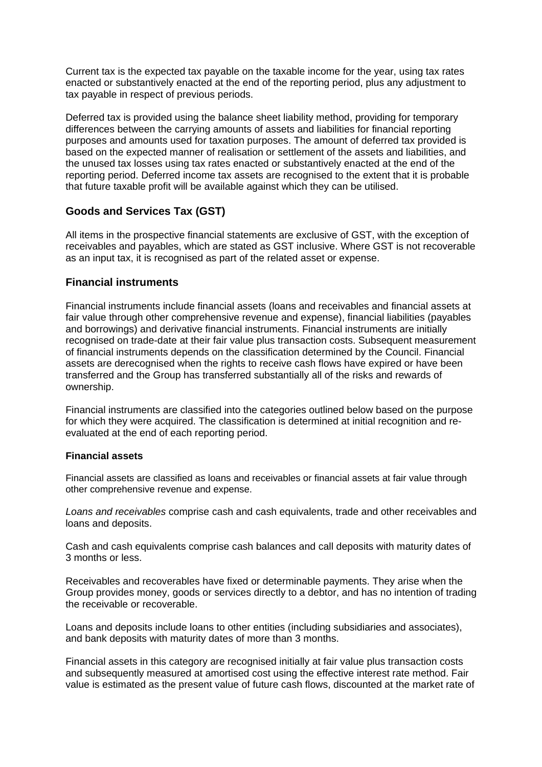Current tax is the expected tax payable on the taxable income for the year, using tax rates enacted or substantively enacted at the end of the reporting period, plus any adjustment to tax payable in respect of previous periods.

Deferred tax is provided using the balance sheet liability method, providing for temporary differences between the carrying amounts of assets and liabilities for financial reporting purposes and amounts used for taxation purposes. The amount of deferred tax provided is based on the expected manner of realisation or settlement of the assets and liabilities, and the unused tax losses using tax rates enacted or substantively enacted at the end of the reporting period. Deferred income tax assets are recognised to the extent that it is probable that future taxable profit will be available against which they can be utilised.

## Goods and Services Tax (GST)

All items in the prospective financial statements are exclusive of GST, with the exception of receivables and payables, which are stated as GST inclusive. Where GST is not recoverable as an input tax, it is recognised as part of the related asset or expense.

## Financial instruments

Financial instruments include financial assets (loans and receivables and financial assets at fair value through other comprehensive revenue and expense), financial liabilities (payables and borrowings) and derivative financial instruments. Financial instruments are initially recognised on trade-date at their fair value plus transaction costs. Subsequent measurement of financial instruments depends on the classification determined by the Council. Financial assets are derecognised when the rights to receive cash flows have expired or have been transferred and the Group has transferred substantially all of the risks and rewards of ownership.

Financial instruments are classified into the categories outlined below based on the purpose for which they were acquired. The classification is determined at initial recognition and re-evaluated at the end of each reporting period.

### Financial assets

Financial assets are classified as loans and receivables or financial assets at fair value through other comprehensive revenue and expense.

*Loans and receivables* comprise cash and cash equivalents, trade and other receivables and loans and deposits.

Cash and cash equivalents comprise cash balances and call deposits with maturity dates of 3 months or less.

Receivables and recoverables have fixed or determinable payments. They arise when the Group provides money, goods or services directly to a debtor, and has no intention of trading the receivable or recoverable.

Loans and deposits include loans to other entities (including subsidiaries and associates), and bank deposits with maturity dates of more than 3 months.

Financial assets in this category are recognised initially at fair value plus transaction costs and subsequently measured at amortised cost using the effective interest rate method. Fair value is estimated as the present value of future cash flows, discounted at the market rate of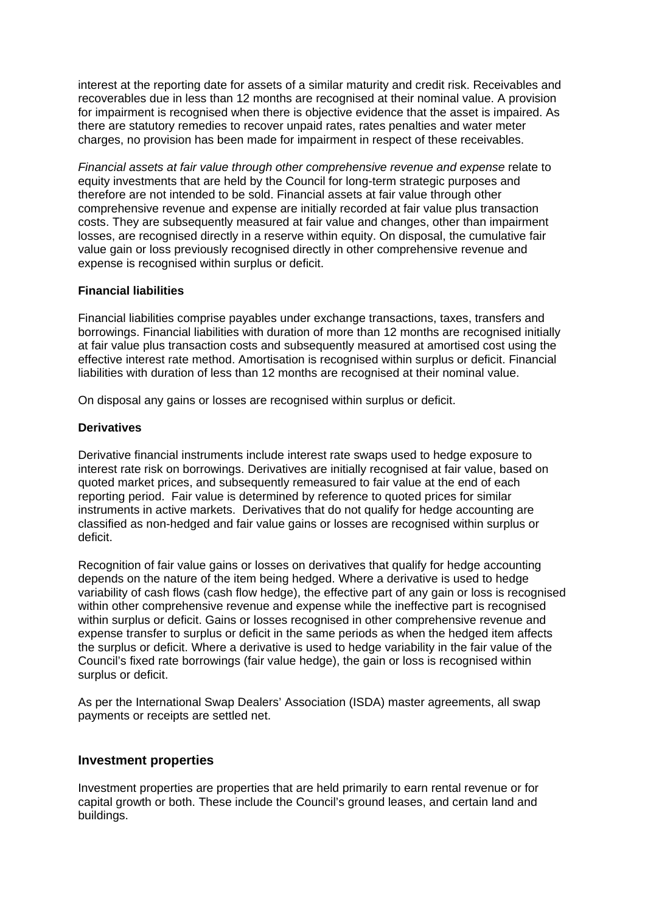interest at the reporting date for assets of a similar maturity and credit risk. Receivables and recoverables due in less than 12 months are recognised at their nominal value. A provision for impairment is recognised when there is objective evidence that the asset is impaired. As there are statutory remedies to recover unpaid rates, rates penalties and water meter charges, no provision has been made for impairment in respect of these receivables.

*Financial assets at fair value through other comprehensive revenue and expense* relate to equity investments that are held by the Council for long-term strategic purposes and therefore are not intended to be sold. Financial assets at fair value through other comprehensive revenue and expense are initially recorded at fair value plus transaction costs. They are subsequently measured at fair value and changes, other than impairment losses, are recognised directly in a reserve within equity. On disposal, the cumulative fair value gain or loss previously recognised directly in other comprehensive revenue and expense is recognised within surplus or deficit.

**Financial liabilities**

Financial liabilities comprise payables under exchange transactions, taxes, transfers and borrowings. Financial liabilities with duration of more than 12 months are recognised initially at fair value plus transaction costs and subsequently measured at amortised cost using the effective interest rate method. Amortisation is recognised within surplus or deficit. Financial liabilities with duration of less than 12 months are recognised at their nominal value.

On disposal any gains or losses are recognised within surplus or deficit.

**Derivatives**

Derivative financial instruments include interest rate swaps used to hedge exposure to interest rate risk on borrowings. Derivatives are initially recognised at fair value, based on quoted market prices, and subsequently remeasured to fair value at the end of each reporting period. Fair value is determined by reference to quoted prices for similar instruments in active markets. Derivatives that do not qualify for hedge accounting are classified as non-hedged and fair value gains or losses are recognised within surplus or deficit.

Recognition of fair value gains or losses on derivatives that qualify for hedge accounting depends on the nature of the item being hedged. Where a derivative is used to hedge variability of cash flows (cash flow hedge), the effective part of any gain or loss is recognised within other comprehensive revenue and expense while the ineffective part is recognised within surplus or deficit. Gains or losses recognised in other comprehensive revenue and expense transfer to surplus or deficit in the same periods as when the hedged item affects the surplus or deficit. Where a derivative is used to hedge variability in the fair value of the Council's fixed rate borrowings (fair value hedge), the gain or loss is recognised within surplus or deficit.

As per the International Swap Dealers' Association (ISDA) master agreements, all swap payments or receipts are settled net.

## Investment properties

Investment properties are properties that are held primarily to earn rental revenue or for capital growth or both. These include the Council's ground leases, and certain land and buildings.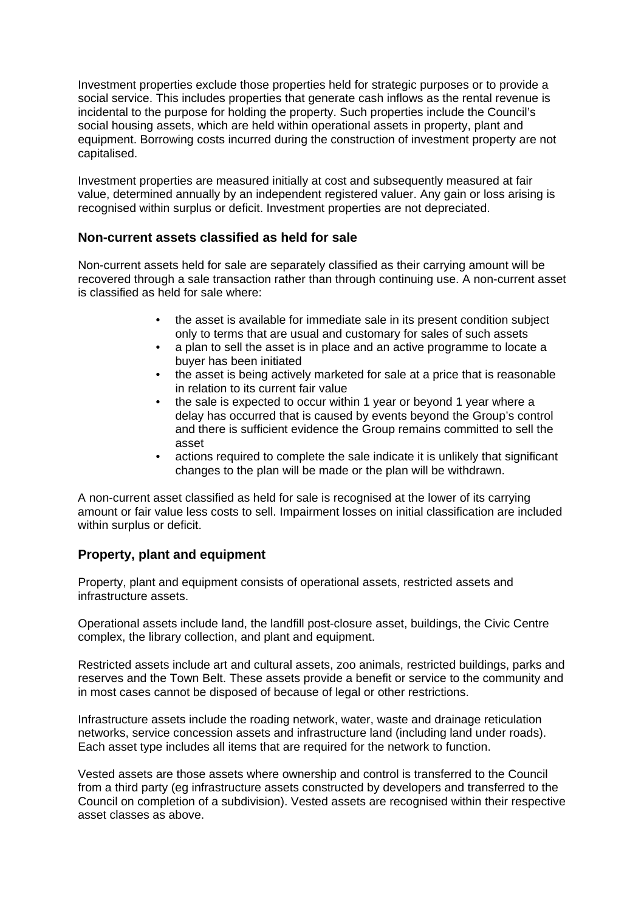Investment properties exclude those properties held for strategic purposes or to provide a social service. This includes properties that generate cash inflows as the rental revenue is incidental to the purpose for holding the property. Such properties include the Council's social housing assets, which are held within operational assets in property, plant and equipment. Borrowing costs incurred during the construction of investment property are not capitalised.

Investment properties are measured initially at cost and subsequently measured at fair value, determined annually by an independent registered valuer. Any gain or loss arising is recognised within surplus or deficit. Investment properties are not depreciated.

### Non-current assets classified as held for sale

Non-current assets held for sale are separately classified as their carrying amount will be recovered through a sale transaction rather than through continuing use. A non-current asset is classified as held for sale where:

- the asset is available for immediate sale in its present condition subject only to terms that are usual and customary for sales of such assets
- a plan to sell the asset is in place and an active programme to locate a buyer has been initiated
- the asset is being actively marketed for sale at a price that is reasonable in relation to its current fair value
- the sale is expected to occur within 1 year or beyond 1 year where a delay has occurred that is caused by events beyond the Group's control and there is sufficient evidence the Group remains committed to sell the asset
- actions required to complete the sale indicate it is unlikely that significant changes to the plan will be made or the plan will be withdrawn.

A non-current asset classified as held for sale is recognised at the lower of its carrying amount or fair value less costs to sell. Impairment losses on initial classification are included within surplus or deficit.

### Property, plant and equipment

Property, plant and equipment consists of operational assets, restricted assets and infrastructure assets.

Operational assets include land, the landfill post-closure asset, buildings, the Civic Centre complex, the library collection, and plant and equipment.

Restricted assets include art and cultural assets, zoo animals, restricted buildings, parks and reserves and the Town Belt. These assets provide a benefit or service to the community and in most cases cannot be disposed of because of legal or other restrictions.

Infrastructure assets include the roading network, water, waste and drainage reticulation networks, service concession assets and infrastructure land (including land under roads). Each asset type includes all items that are required for the network to function.

Vested assets are those assets where ownership and control is transferred to the Council from a third party (eg infrastructure assets constructed by developers and transferred to the Council on completion of a subdivision). Vested assets are recognised within their respective asset classes as above.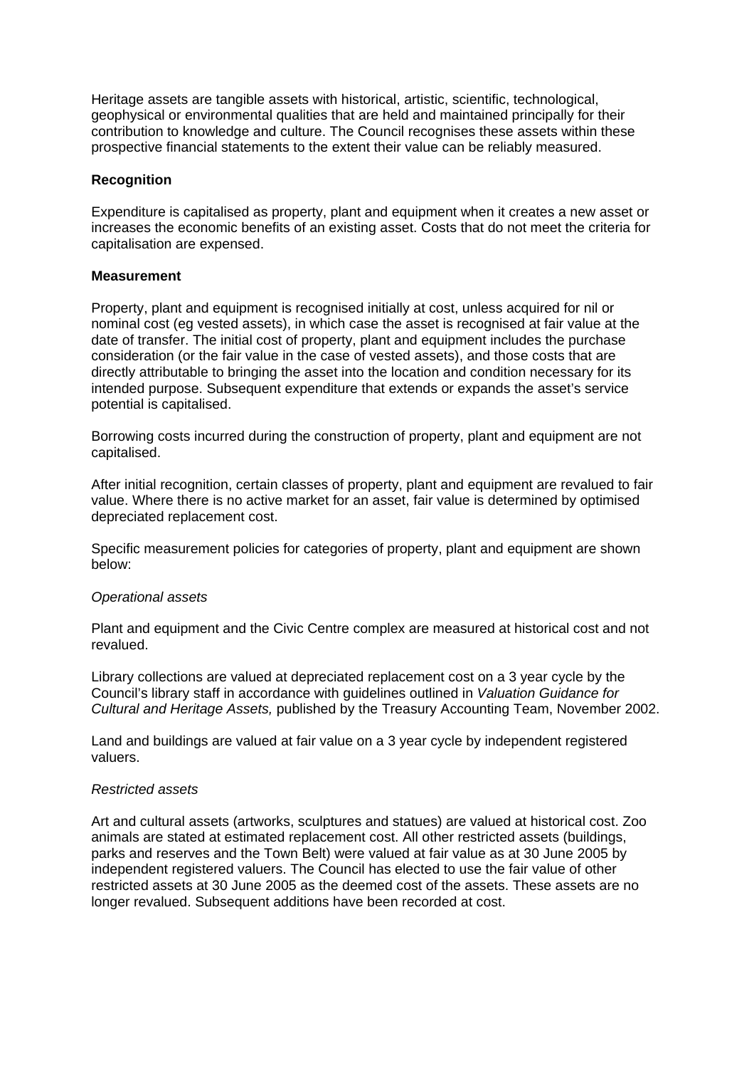Heritage assets are tangible assets with historical, artistic, scientific, technological, geophysical or environmental qualities that are held and maintained principally for their contribution to knowledge and culture. The Council recognises these assets within these prospective financial statements to the extent their value can be reliably measured.

**Recognition**

Expenditure is capitalised as property, plant and equipment when it creates a new asset or increases the economic benefits of an existing asset. Costs that do not meet the criteria for capitalisation are expensed.

**Measurement**

Property, plant and equipment is recognised initially at cost, unless acquired for nil or nominal cost (eg vested assets), in which case the asset is recognised at fair value at the date of transfer. The initial cost of property, plant and equipment includes the purchase consideration (or the fair value in the case of vested assets), and those costs that are directly attributable to bringing the asset into the location and condition necessary for its intended purpose. Subsequent expenditure that extends or expands the asset's service potential is capitalised.

Borrowing costs incurred during the construction of property, plant and equipment are not capitalised.

After initial recognition, certain classes of property, plant and equipment are revalued to fair value. Where there is no active market for an asset, fair value is determined by optimised depreciated replacement cost.

Specific measurement policies for categories of property, plant and equipment are shown below:

*Operational assets*

Plant and equipment and the Civic Centre complex are measured at historical cost and not revalued.

Library collections are valued at depreciated replacement cost on a 3 year cycle by the Council's library staff in accordance with guidelines outlined in *Valuation Guidance for Cultural and Heritage Assets,* published by the Treasury Accounting Team, November 2002.

Land and buildings are valued at fair value on a 3 year cycle by independent registered valuers.

*Restricted assets*

Art and cultural assets (artworks, sculptures and statues) are valued at historical cost. Zoo animals are stated at estimated replacement cost. All other restricted assets (buildings, parks and reserves and the Town Belt) were valued at fair value as at 30 June 2005 by independent registered valuers. The Council has elected to use the fair value of other restricted assets at 30 June 2005 as the deemed cost of the assets. These assets are no longer revalued. Subsequent additions have been recorded at cost.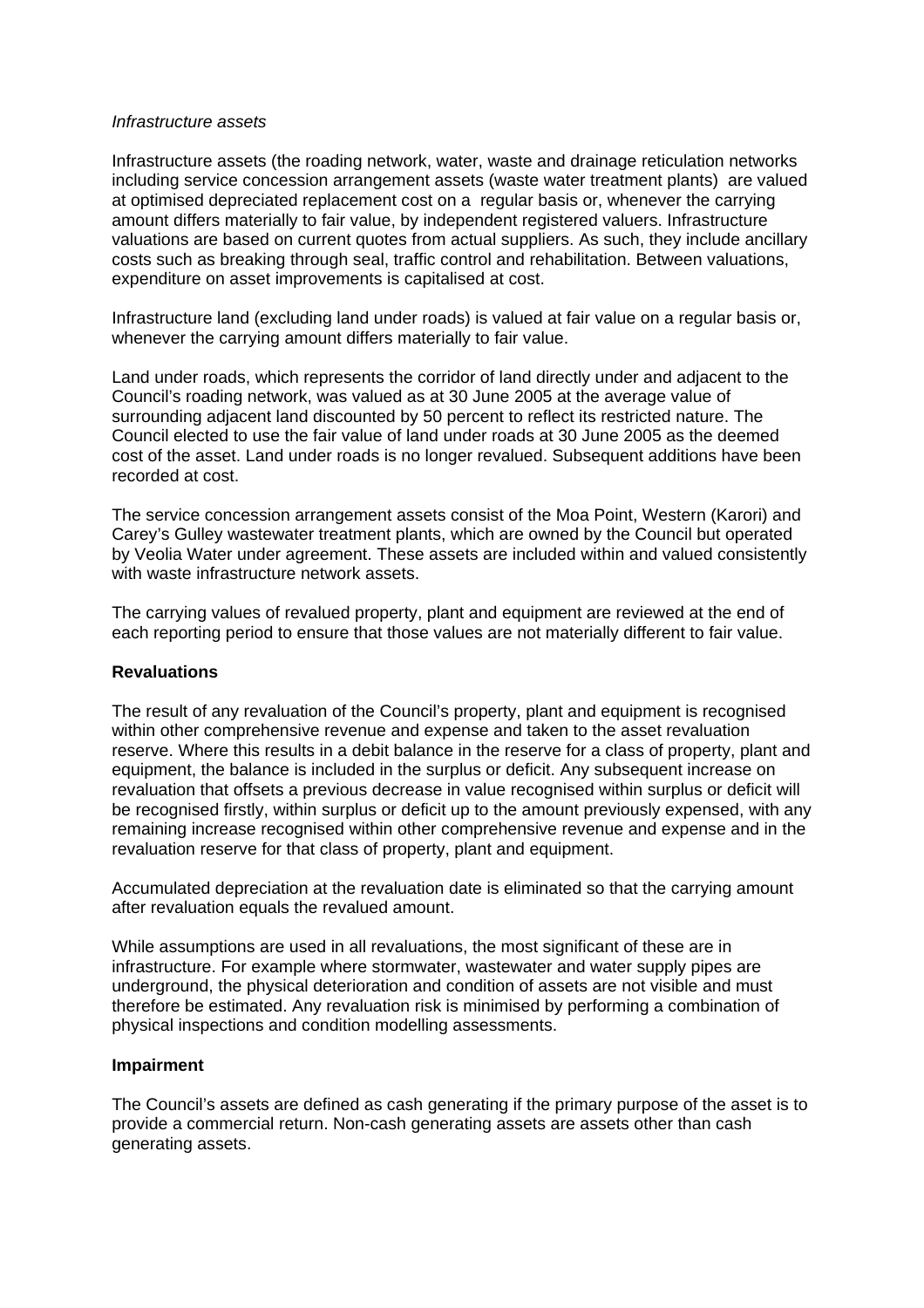*Infrastructure assets*

Infrastructure assets (the roading network, water, waste and drainage reticulation networks including service concession arrangement assets (waste water treatment plants) are valued at optimised depreciated replacement cost on a regular basis or, whenever the carrying amount differs materially to fair value, by independent registered valuers. Infrastructure valuations are based on current quotes from actual suppliers. As such, they include ancillary costs such as breaking through seal, traffic control and rehabilitation. Between valuations, expenditure on asset improvements is capitalised at cost.

Infrastructure land (excluding land under roads) is valued at fair value on a regular basis or, whenever the carrying amount differs materially to fair value.

Land under roads, which represents the corridor of land directly under and adjacent to the Council's roading network, was valued as at 30 June 2005 at the average value of surrounding adjacent land discounted by 50 percent to reflect its restricted nature. The Council elected to use the fair value of land under roads at 30 June 2005 as the deemed cost of the asset. Land under roads is no longer revalued. Subsequent additions have been recorded at cost.

The service concession arrangement assets consist of the Moa Point, Western (Karori) and Carey's Gulley wastewater treatment plants, which are owned by the Council but operated by Veolia Water under agreement. These assets are included within and valued consistently with waste infrastructure network assets.

The carrying values of revalued property, plant and equipment are reviewed at the end of each reporting period to ensure that those values are not materially different to fair value.

**Revaluations**

The result of any revaluation of the Council's property, plant and equipment is recognised within other comprehensive revenue and expense and taken to the asset revaluation reserve. Where this results in a debit balance in the reserve for a class of property, plant and equipment, the balance is included in the surplus or deficit. Any subsequent increase on revaluation that offsets a previous decrease in value recognised within surplus or deficit will be recognised firstly, within surplus or deficit up to the amount previously expensed, with any remaining increase recognised within other comprehensive revenue and expense and in the revaluation reserve for that class of property, plant and equipment.

Accumulated depreciation at the revaluation date is eliminated so that the carrying amount after revaluation equals the revalued amount.

While assumptions are used in all revaluations, the most significant of these are in infrastructure. For example where stormwater, wastewater and water supply pipes are underground, the physical deterioration and condition of assets are not visible and must therefore be estimated. Any revaluation risk is minimised by performing a combination of physical inspections and condition modelling assessments.

**Impairment**

The Council's assets are defined as cash generating if the primary purpose of the asset is to provide a commercial return. Non-cash generating assets are assets other than cash generating assets.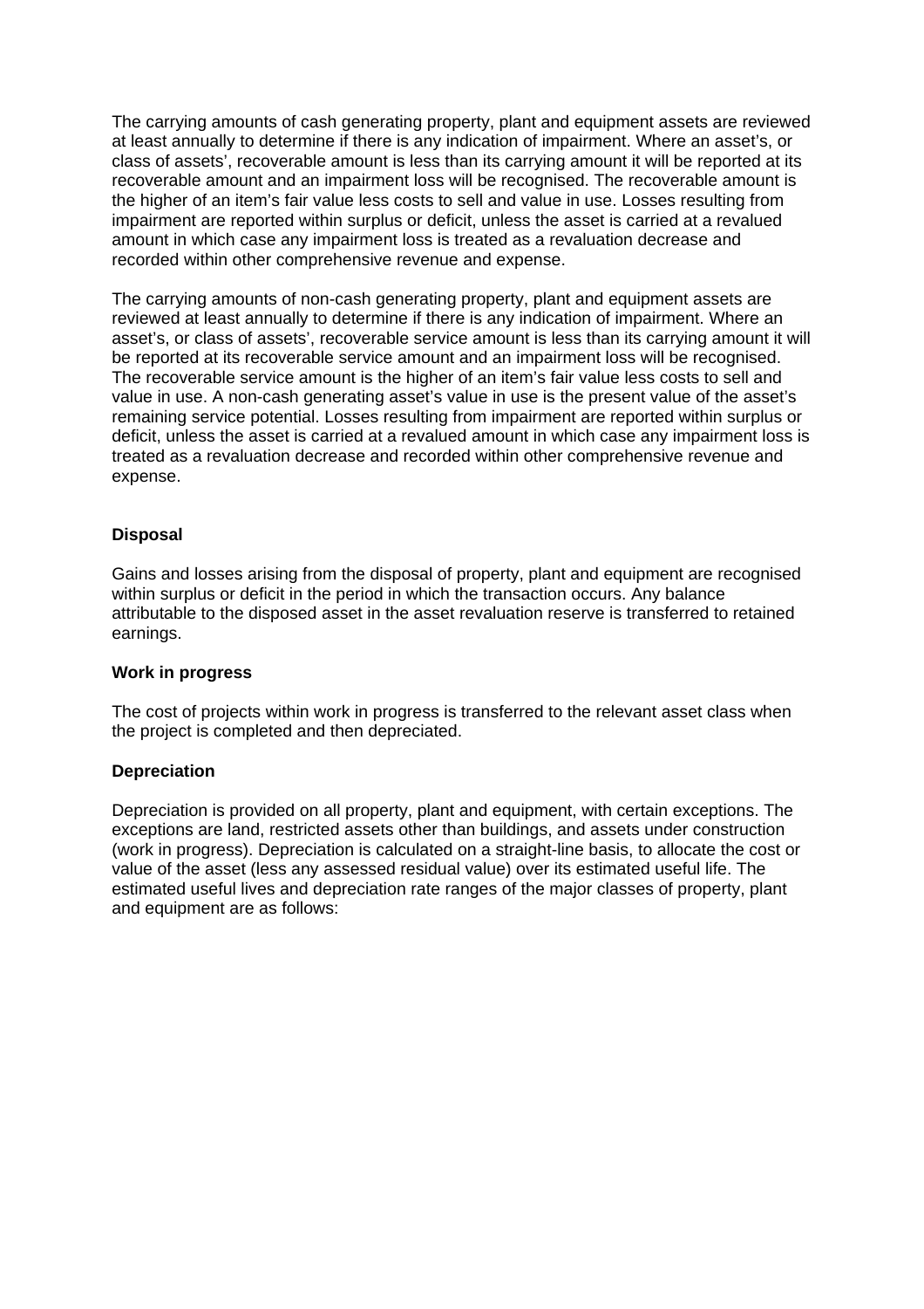The carrying amounts of cash generating property, plant and equipment assets are reviewed at least annually to determine if there is any indication of impairment. Where an asset's, or class of assets', recoverable amount is less than its carrying amount it will be reported at its recoverable amount and an impairment loss will be recognised. The recoverable amount is the higher of an item's fair value less costs to sell and value in use. Losses resulting from impairment are reported within surplus or deficit, unless the asset is carried at a revalued amount in which case any impairment loss is treated as a revaluation decrease and recorded within other comprehensive revenue and expense.

The carrying amounts of non-cash generating property, plant and equipment assets are reviewed at least annually to determine if there is any indication of impairment. Where an asset's, or class of assets', recoverable service amount is less than its carrying amount it will be reported at its recoverable service amount and an impairment loss will be recognised. The recoverable service amount is the higher of an item's fair value less costs to sell and value in use. A non-cash generating asset's value in use is the present value of the asset's remaining service potential. Losses resulting from impairment are reported within surplus or deficit, unless the asset is carried at a revalued amount in which case any impairment loss is treated as a revaluation decrease and recorded within other comprehensive revenue and expense.

**Disposal**

Gains and losses arising from the disposal of property, plant and equipment are recognised within surplus or deficit in the period in which the transaction occurs. Any balance attributable to the disposed asset in the asset revaluation reserve is transferred to retained earnings.

**Work in progress**

The cost of projects within work in progress is transferred to the relevant asset class when the project is completed and then depreciated.

**Depreciation**

Depreciation is provided on all property, plant and equipment, with certain exceptions. The exceptions are land, restricted assets other than buildings, and assets under construction (work in progress). Depreciation is calculated on a straight-line basis, to allocate the cost or value of the asset (less any assessed residual value) over its estimated useful life. The estimated useful lives and depreciation rate ranges of the major classes of property, plant and equipment are as follows: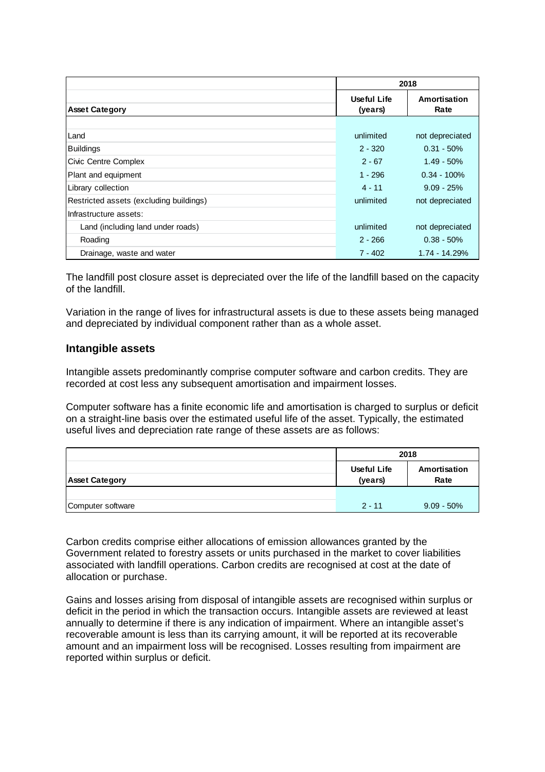| Asset Category | 2018 | |
|---|---|---|
| | Useful Life (years) | Amortisation Rate |
| Land | unlimited | not depreciated |
| Buildings | 2 - 320 | 0.31 - 50% |
| Civic Centre Complex | 2 - 67 | 1.49 - 50% |
| Plant and equipment | 1 - 296 | 0.34 - 100% |
| Library collection | 4 - 11 | 9.09 - 25% |
| Restricted assets (excluding buildings) | unlimited | not depreciated |
| Infrastructure assets: | | |
| Land (including land under roads) | unlimited | not depreciated |
| Roading | 2 - 266 | 0.38 - 50% |
| Drainage, waste and water | 7 - 402 | 1.74 - 14.29% |

The landfill post closure asset is depreciated over the life of the landfill based on the capacity of the landfill.

Variation in the range of lives for infrastructural assets is due to these assets being managed and depreciated by individual component rather than as a whole asset.

## Intangible assets

Intangible assets predominantly comprise computer software and carbon credits. They are recorded at cost less any subsequent amortisation and impairment losses.

Computer software has a finite economic life and amortisation is charged to surplus or deficit on a straight-line basis over the estimated useful life of the asset. Typically, the estimated useful lives and depreciation rate range of these assets are as follows:

| Asset Category | 2018 | |
|---|---|---|
| | Useful Life (years) | Amortisation Rate |
| Computer software | 2 - 11 | 9.09 - 50% |

Carbon credits comprise either allocations of emission allowances granted by the Government related to forestry assets or units purchased in the market to cover liabilities associated with landfill operations. Carbon credits are recognised at cost at the date of allocation or purchase.

Gains and losses arising from disposal of intangible assets are recognised within surplus or deficit in the period in which the transaction occurs. Intangible assets are reviewed at least annually to determine if there is any indication of impairment. Where an intangible asset's recoverable amount is less than its carrying amount, it will be reported at its recoverable amount and an impairment loss will be recognised. Losses resulting from impairment are reported within surplus or deficit.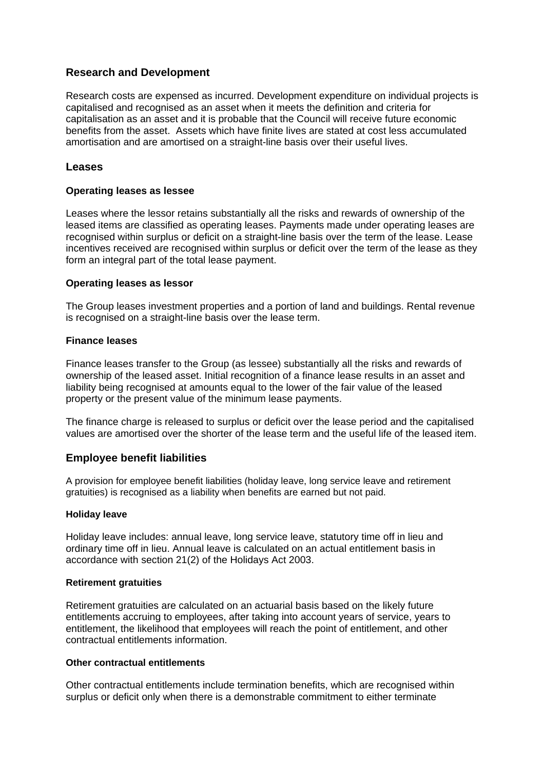## Research and Development

Research costs are expensed as incurred. Development expenditure on individual projects is capitalised and recognised as an asset when it meets the definition and criteria for capitalisation as an asset and it is probable that the Council will receive future economic benefits from the asset. Assets which have finite lives are stated at cost less accumulated amortisation and are amortised on a straight-line basis over their useful lives.

## Leases

### Operating leases as lessee

Leases where the lessor retains substantially all the risks and rewards of ownership of the leased items are classified as operating leases. Payments made under operating leases are recognised within surplus or deficit on a straight-line basis over the term of the lease. Lease incentives received are recognised within surplus or deficit over the term of the lease as they form an integral part of the total lease payment.

### Operating leases as lessor

The Group leases investment properties and a portion of land and buildings. Rental revenue is recognised on a straight-line basis over the lease term.

### Finance leases

Finance leases transfer to the Group (as lessee) substantially all the risks and rewards of ownership of the leased asset. Initial recognition of a finance lease results in an asset and liability being recognised at amounts equal to the lower of the fair value of the leased property or the present value of the minimum lease payments.

The finance charge is released to surplus or deficit over the lease period and the capitalised values are amortised over the shorter of the lease term and the useful life of the leased item.

## Employee benefit liabilities

A provision for employee benefit liabilities (holiday leave, long service leave and retirement gratuities) is recognised as a liability when benefits are earned but not paid.

### Holiday leave

Holiday leave includes: annual leave, long service leave, statutory time off in lieu and ordinary time off in lieu. Annual leave is calculated on an actual entitlement basis in accordance with section 21(2) of the Holidays Act 2003.

### Retirement gratuities

Retirement gratuities are calculated on an actuarial basis based on the likely future entitlements accruing to employees, after taking into account years of service, years to entitlement, the likelihood that employees will reach the point of entitlement, and other contractual entitlements information.

### Other contractual entitlements

Other contractual entitlements include termination benefits, which are recognised within surplus or deficit only when there is a demonstrable commitment to either terminate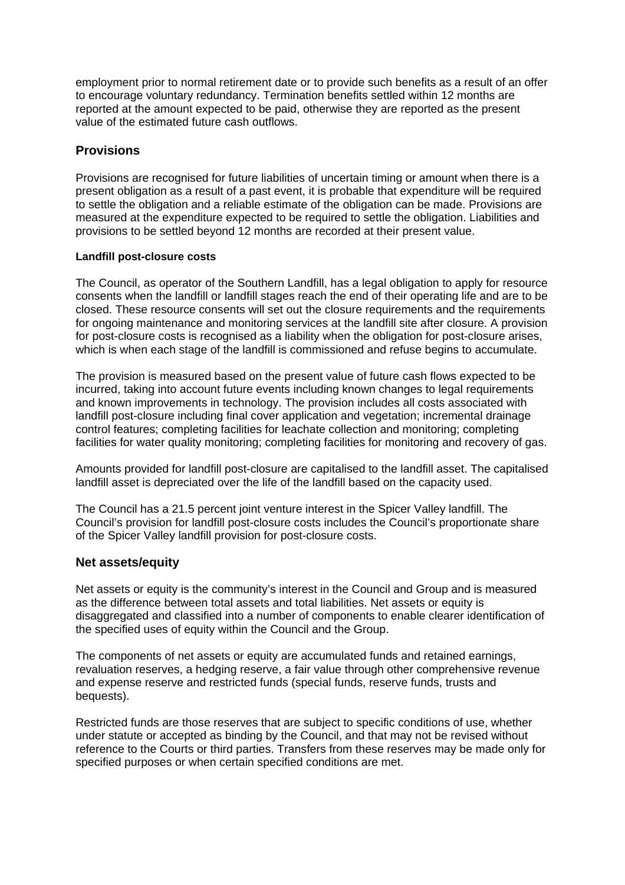employment prior to normal retirement date or to provide such benefits as a result of an offer to encourage voluntary redundancy. Termination benefits settled within 12 months are reported at the amount expected to be paid, otherwise they are reported as the present value of the estimated future cash outflows.

## Provisions

Provisions are recognised for future liabilities of uncertain timing or amount when there is a present obligation as a result of a past event, it is probable that expenditure will be required to settle the obligation and a reliable estimate of the obligation can be made. Provisions are measured at the expenditure expected to be required to settle the obligation. Liabilities and provisions to be settled beyond 12 months are recorded at their present value.

#### Landfill post-closure costs

The Council, as operator of the Southern Landfill, has a legal obligation to apply for resource consents when the landfill or landfill stages reach the end of their operating life and are to be closed. These resource consents will set out the closure requirements and the requirements for ongoing maintenance and monitoring services at the landfill site after closure. A provision for post-closure costs is recognised as a liability when the obligation for post-closure arises, which is when each stage of the landfill is commissioned and refuse begins to accumulate.

The provision is measured based on the present value of future cash flows expected to be incurred, taking into account future events including known changes to legal requirements and known improvements in technology. The provision includes all costs associated with landfill post-closure including final cover application and vegetation; incremental drainage control features; completing facilities for leachate collection and monitoring; completing facilities for water quality monitoring; completing facilities for monitoring and recovery of gas.

Amounts provided for landfill post-closure are capitalised to the landfill asset. The capitalised landfill asset is depreciated over the life of the landfill based on the capacity used.

The Council has a 21.5 percent joint venture interest in the Spicer Valley landfill. The Council's provision for landfill post-closure costs includes the Council's proportionate share of the Spicer Valley landfill provision for post-closure costs.

## Net assets/equity

Net assets or equity is the community's interest in the Council and Group and is measured as the difference between total assets and total liabilities. Net assets or equity is disaggregated and classified into a number of components to enable clearer identification of the specified uses of equity within the Council and the Group.

The components of net assets or equity are accumulated funds and retained earnings, revaluation reserves, a hedging reserve, a fair value through other comprehensive revenue and expense reserve and restricted funds (special funds, reserve funds, trusts and bequests).

Restricted funds are those reserves that are subject to specific conditions of use, whether under statute or accepted as binding by the Council, and that may not be revised without reference to the Courts or third parties. Transfers from these reserves may be made only for specified purposes or when certain specified conditions are met.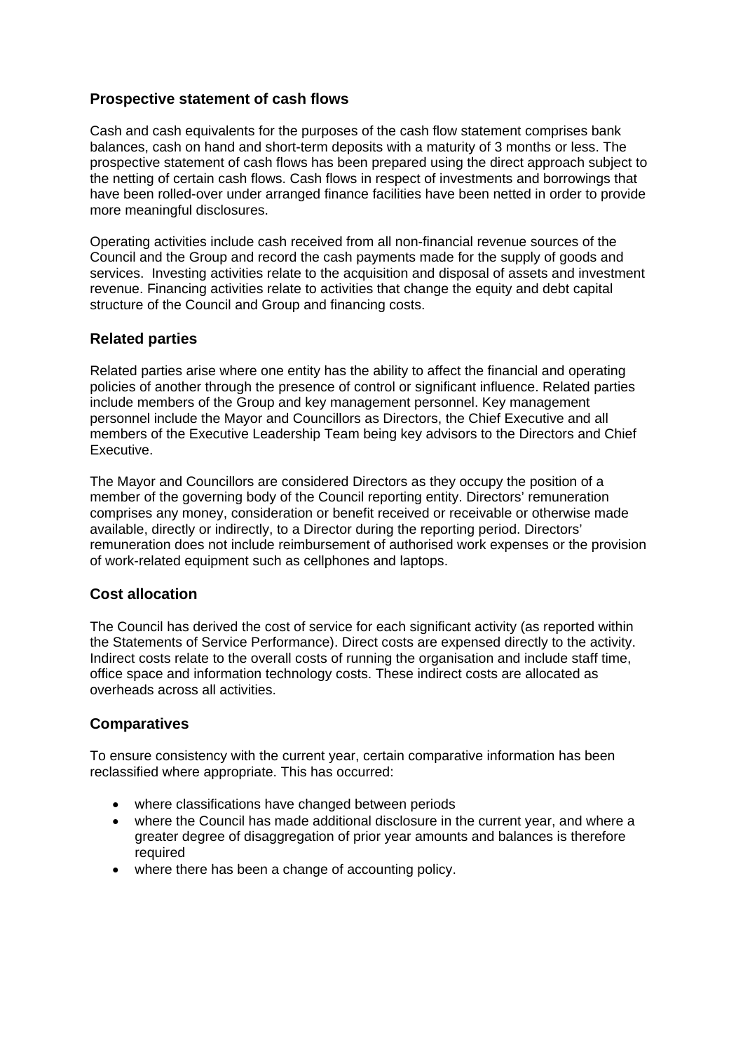## Prospective statement of cash flows

Cash and cash equivalents for the purposes of the cash flow statement comprises bank balances, cash on hand and short-term deposits with a maturity of 3 months or less. The prospective statement of cash flows has been prepared using the direct approach subject to the netting of certain cash flows. Cash flows in respect of investments and borrowings that have been rolled-over under arranged finance facilities have been netted in order to provide more meaningful disclosures.

Operating activities include cash received from all non-financial revenue sources of the Council and the Group and record the cash payments made for the supply of goods and services. Investing activities relate to the acquisition and disposal of assets and investment revenue. Financing activities relate to activities that change the equity and debt capital structure of the Council and Group and financing costs.

## Related parties

Related parties arise where one entity has the ability to affect the financial and operating policies of another through the presence of control or significant influence. Related parties include members of the Group and key management personnel. Key management personnel include the Mayor and Councillors as Directors, the Chief Executive and all members of the Executive Leadership Team being key advisors to the Directors and Chief Executive.

The Mayor and Councillors are considered Directors as they occupy the position of a member of the governing body of the Council reporting entity. Directors' remuneration comprises any money, consideration or benefit received or receivable or otherwise made available, directly or indirectly, to a Director during the reporting period. Directors' remuneration does not include reimbursement of authorised work expenses or the provision of work-related equipment such as cellphones and laptops.

## Cost allocation

The Council has derived the cost of service for each significant activity (as reported within the Statements of Service Performance). Direct costs are expensed directly to the activity. Indirect costs relate to the overall costs of running the organisation and include staff time, office space and information technology costs. These indirect costs are allocated as overheads across all activities.

## Comparatives

To ensure consistency with the current year, certain comparative information has been reclassified where appropriate. This has occurred:

- where classifications have changed between periods
- where the Council has made additional disclosure in the current year, and where a greater degree of disaggregation of prior year amounts and balances is therefore required
- where there has been a change of accounting policy.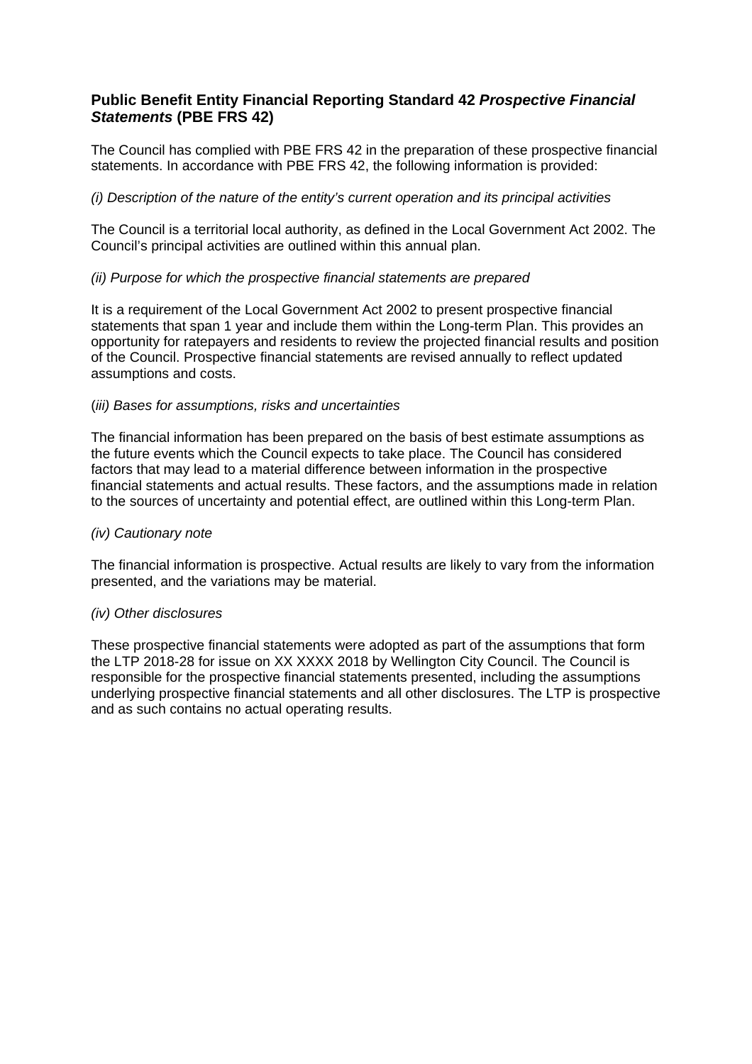## Public Benefit Entity Financial Reporting Standard 42 *Prospective Financial Statements* (PBE FRS 42)

The Council has complied with PBE FRS 42 in the preparation of these prospective financial statements. In accordance with PBE FRS 42, the following information is provided:

*(i) Description of the nature of the entity's current operation and its principal activities*

The Council is a territorial local authority, as defined in the Local Government Act 2002. The Council's principal activities are outlined within this annual plan.

*(ii) Purpose for which the prospective financial statements are prepared*

It is a requirement of the Local Government Act 2002 to present prospective financial statements that span 1 year and include them within the Long-term Plan. This provides an opportunity for ratepayers and residents to review the projected financial results and position of the Council. Prospective financial statements are revised annually to reflect updated assumptions and costs.

(*iii) Bases for assumptions, risks and uncertainties*

The financial information has been prepared on the basis of best estimate assumptions as the future events which the Council expects to take place. The Council has considered factors that may lead to a material difference between information in the prospective financial statements and actual results. These factors, and the assumptions made in relation to the sources of uncertainty and potential effect, are outlined within this Long-term Plan.

*(iv) Cautionary note*

The financial information is prospective. Actual results are likely to vary from the information presented, and the variations may be material.

*(iv) Other disclosures*

These prospective financial statements were adopted as part of the assumptions that form the LTP 2018-28 for issue on XX XXXX 2018 by Wellington City Council. The Council is responsible for the prospective financial statements presented, including the assumptions underlying prospective financial statements and all other disclosures. The LTP is prospective and as such contains no actual operating results.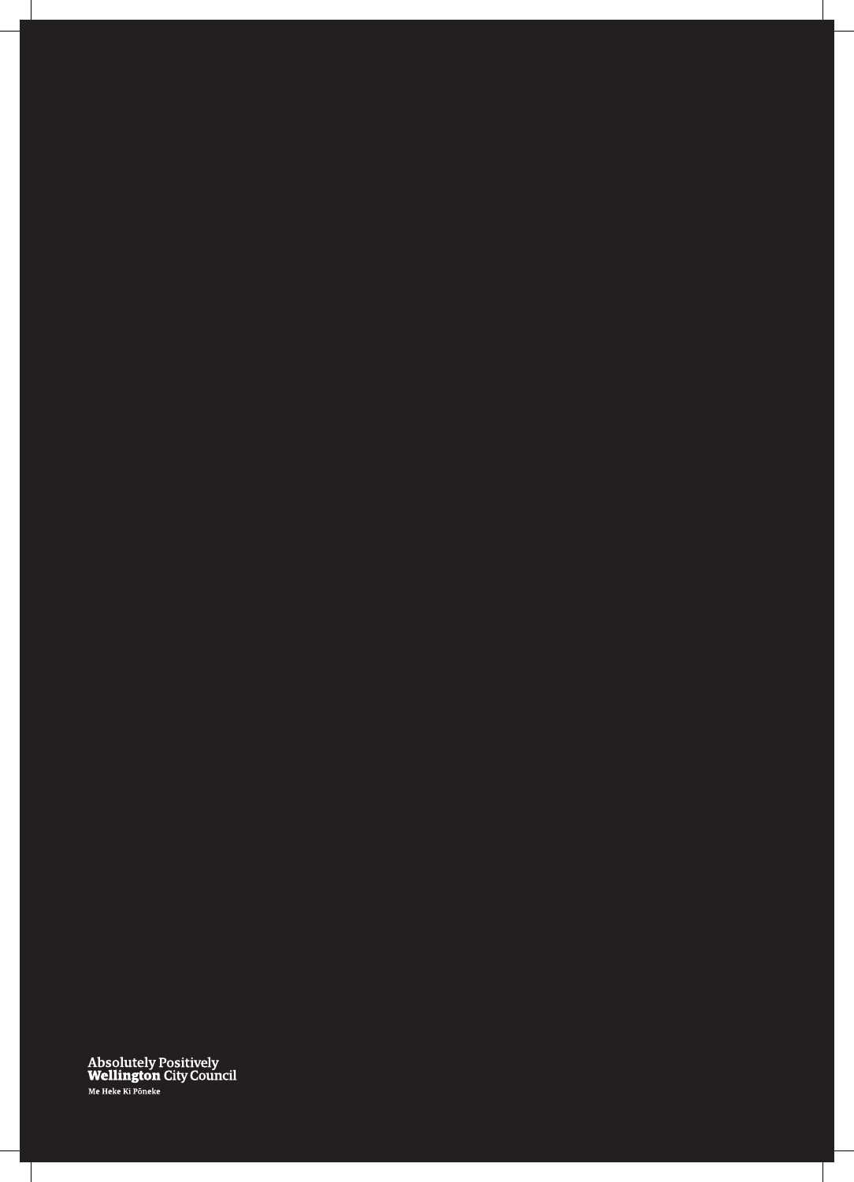Absolutely Positively
**Wellington** City Council

Me Heke Ki Pōneke